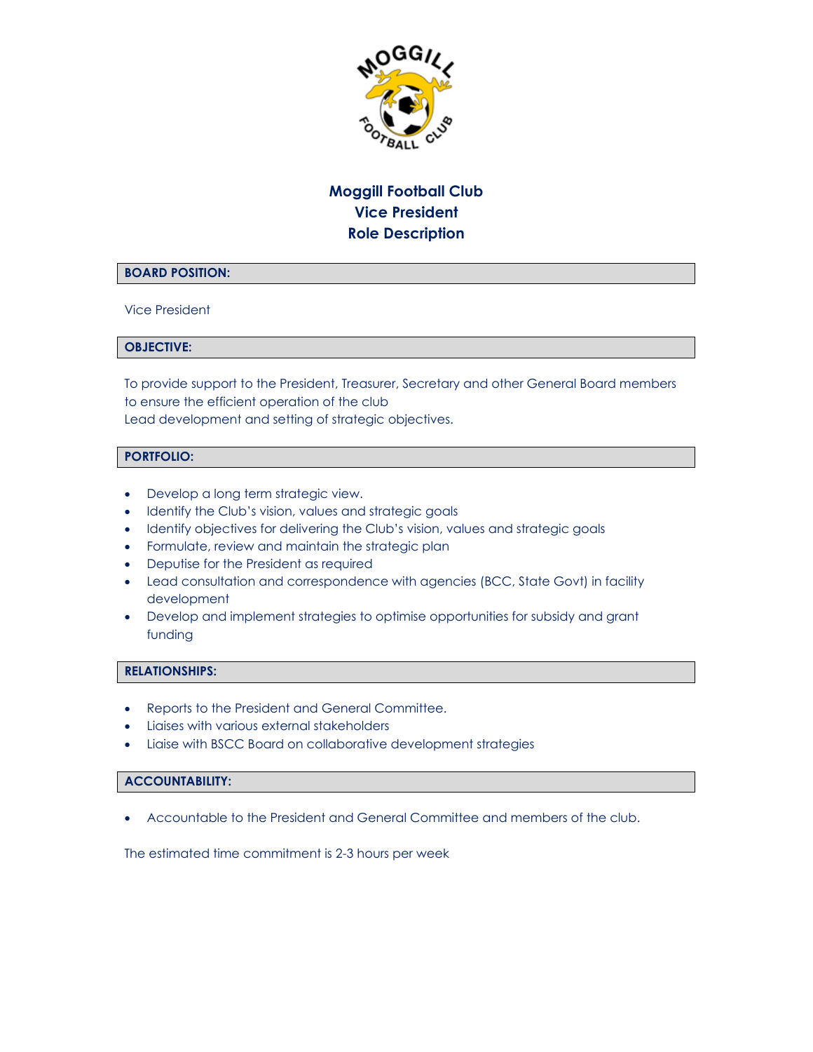# Moggill Football Club
# Vice President
# Role Description

## BOARD POSITION:

Vice President

## OBJECTIVE:

To provide support to the President, Treasurer, Secretary and other General Board members to ensure the efficient operation of the club
Lead development and setting of strategic objectives.

## PORTFOLIO:

- Develop a long term strategic view.
- Identify the Club's vision, values and strategic goals
- Identify objectives for delivering the Club's vision, values and strategic goals
- Formulate, review and maintain the strategic plan
- Deputise for the President as required
- Lead consultation and correspondence with agencies (BCC, State Govt) in facility development
- Develop and implement strategies to optimise opportunities for subsidy and grant funding

## RELATIONSHIPS:

- Reports to the President and General Committee.
- Liaises with various external stakeholders
- Liaise with BSCC Board on collaborative development strategies

## ACCOUNTABILITY:

- Accountable to the President and General Committee and members of the club.

The estimated time commitment is 2-3 hours per week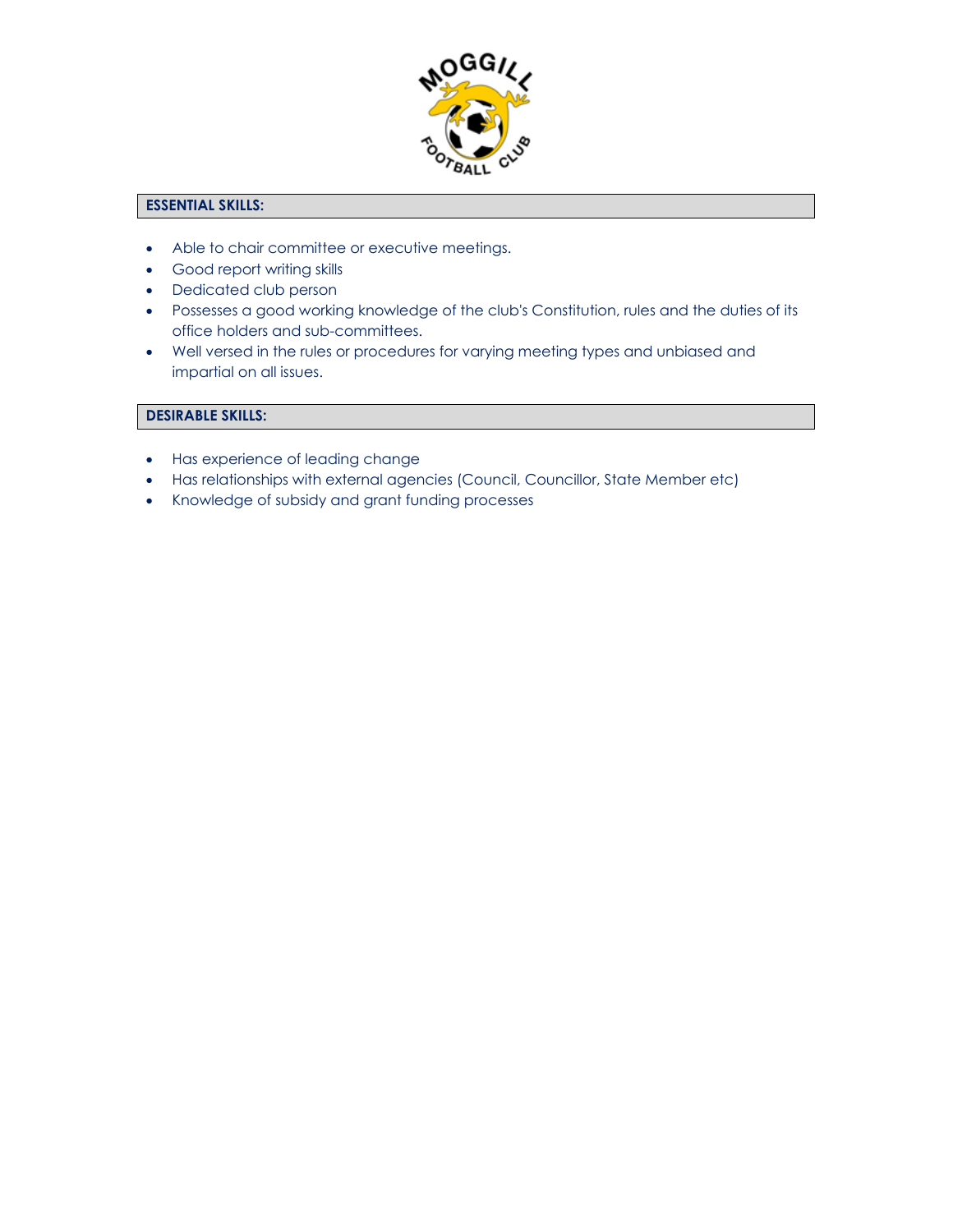## ESSENTIAL SKILLS:

- Able to chair committee or executive meetings.
- Good report writing skills
- Dedicated club person
- Possesses a good working knowledge of the club's Constitution, rules and the duties of its office holders and sub-committees.
- Well versed in the rules or procedures for varying meeting types and unbiased and impartial on all issues.

## DESIRABLE SKILLS:

- Has experience of leading change
- Has relationships with external agencies (Council, Councillor, State Member etc)
- Knowledge of subsidy and grant funding processes